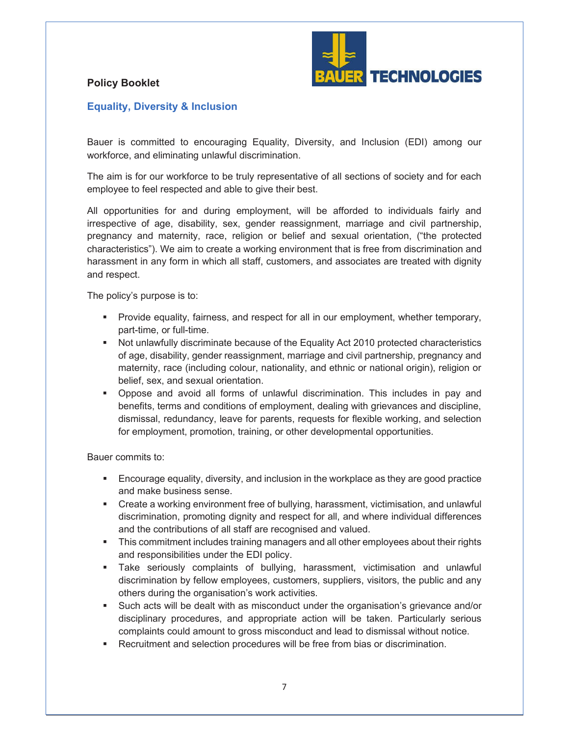**Policy Booklet**

## Equality, Diversity & Inclusion

Bauer is committed to encouraging Equality, Diversity, and Inclusion (EDI) among our workforce, and eliminating unlawful discrimination.

The aim is for our workforce to be truly representative of all sections of society and for each employee to feel respected and able to give their best.

All opportunities for and during employment, will be afforded to individuals fairly and irrespective of age, disability, sex, gender reassignment, marriage and civil partnership, pregnancy and maternity, race, religion or belief and sexual orientation, ("the protected characteristics"). We aim to create a working environment that is free from discrimination and harassment in any form in which all staff, customers, and associates are treated with dignity and respect.

The policy's purpose is to:

- Provide equality, fairness, and respect for all in our employment, whether temporary, part-time, or full-time.
- Not unlawfully discriminate because of the Equality Act 2010 protected characteristics of age, disability, gender reassignment, marriage and civil partnership, pregnancy and maternity, race (including colour, nationality, and ethnic or national origin), religion or belief, sex, and sexual orientation.
- Oppose and avoid all forms of unlawful discrimination. This includes in pay and benefits, terms and conditions of employment, dealing with grievances and discipline, dismissal, redundancy, leave for parents, requests for flexible working, and selection for employment, promotion, training, or other developmental opportunities.

Bauer commits to:

- Encourage equality, diversity, and inclusion in the workplace as they are good practice and make business sense.
- Create a working environment free of bullying, harassment, victimisation, and unlawful discrimination, promoting dignity and respect for all, and where individual differences and the contributions of all staff are recognised and valued.
- This commitment includes training managers and all other employees about their rights and responsibilities under the EDI policy.
- Take seriously complaints of bullying, harassment, victimisation and unlawful discrimination by fellow employees, customers, suppliers, visitors, the public and any others during the organisation's work activities.
- Such acts will be dealt with as misconduct under the organisation's grievance and/or disciplinary procedures, and appropriate action will be taken. Particularly serious complaints could amount to gross misconduct and lead to dismissal without notice.
- Recruitment and selection procedures will be free from bias or discrimination.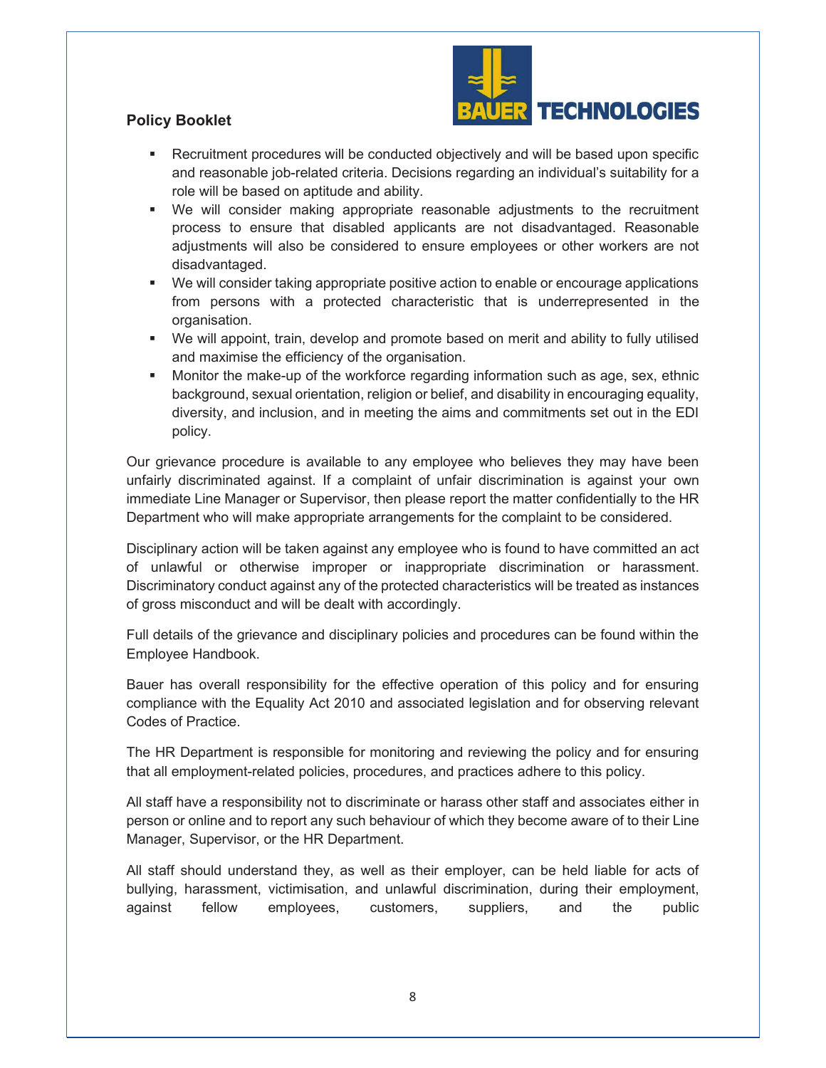- Recruitment procedures will be conducted objectively and will be based upon specific and reasonable job-related criteria. Decisions regarding an individual's suitability for a role will be based on aptitude and ability.
- We will consider making appropriate reasonable adjustments to the recruitment process to ensure that disabled applicants are not disadvantaged. Reasonable adjustments will also be considered to ensure employees or other workers are not disadvantaged.
- We will consider taking appropriate positive action to enable or encourage applications from persons with a protected characteristic that is underrepresented in the organisation.
- We will appoint, train, develop and promote based on merit and ability to fully utilised and maximise the efficiency of the organisation.
- Monitor the make-up of the workforce regarding information such as age, sex, ethnic background, sexual orientation, religion or belief, and disability in encouraging equality, diversity, and inclusion, and in meeting the aims and commitments set out in the EDI policy.

Our grievance procedure is available to any employee who believes they may have been unfairly discriminated against. If a complaint of unfair discrimination is against your own immediate Line Manager or Supervisor, then please report the matter confidentially to the HR Department who will make appropriate arrangements for the complaint to be considered.

Disciplinary action will be taken against any employee who is found to have committed an act of unlawful or otherwise improper or inappropriate discrimination or harassment. Discriminatory conduct against any of the protected characteristics will be treated as instances of gross misconduct and will be dealt with accordingly.

Full details of the grievance and disciplinary policies and procedures can be found within the Employee Handbook.

Bauer has overall responsibility for the effective operation of this policy and for ensuring compliance with the Equality Act 2010 and associated legislation and for observing relevant Codes of Practice.

The HR Department is responsible for monitoring and reviewing the policy and for ensuring that all employment-related policies, procedures, and practices adhere to this policy.

All staff have a responsibility not to discriminate or harass other staff and associates either in person or online and to report any such behaviour of which they become aware of to their Line Manager, Supervisor, or the HR Department.

All staff should understand they, as well as their employer, can be held liable for acts of bullying, harassment, victimisation, and unlawful discrimination, during their employment, against fellow employees, customers, suppliers, and the public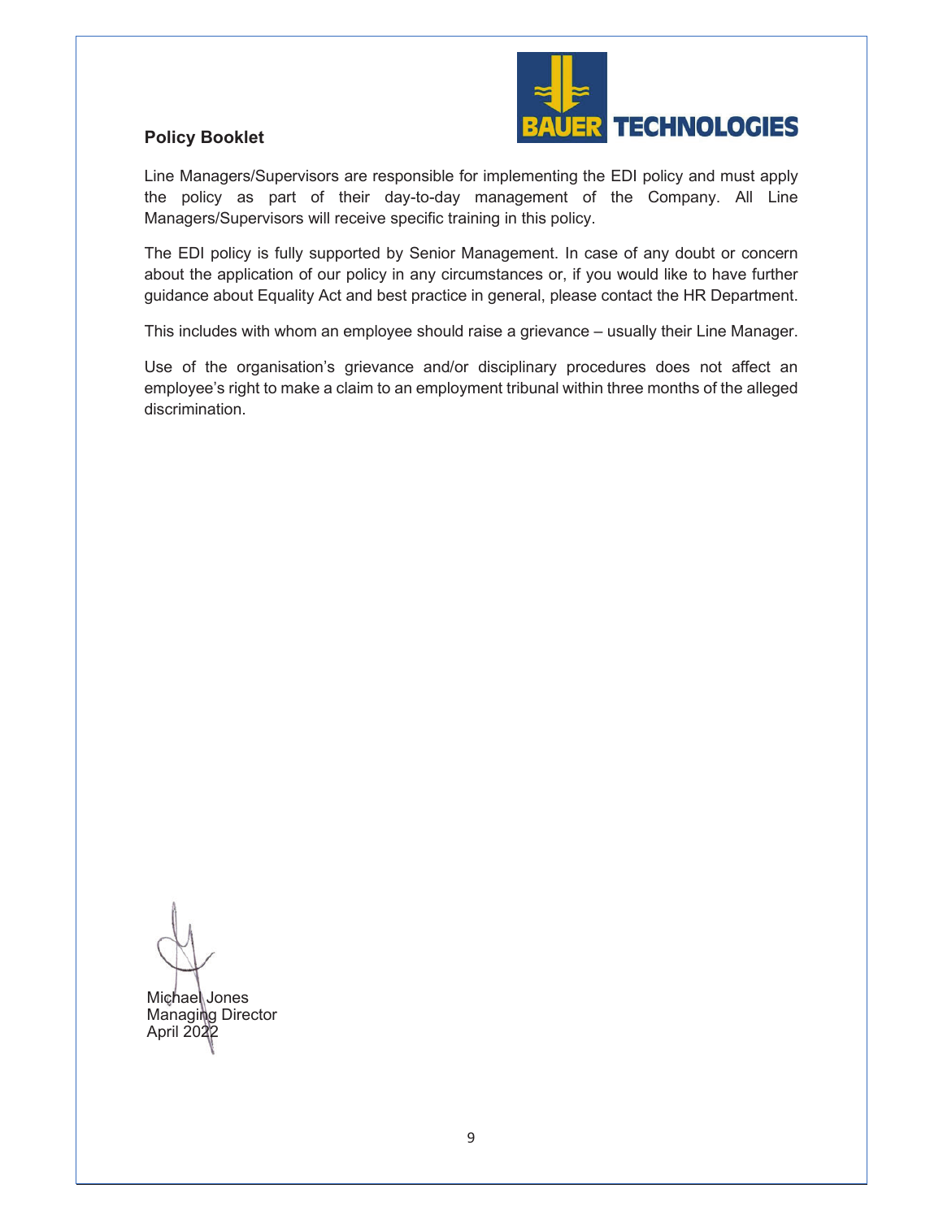**Policy Booklet**

Line Managers/Supervisors are responsible for implementing the EDI policy and must apply the policy as part of their day-to-day management of the Company. All Line Managers/Supervisors will receive specific training in this policy.

The EDI policy is fully supported by Senior Management. In case of any doubt or concern about the application of our policy in any circumstances or, if you would like to have further guidance about Equality Act and best practice in general, please contact the HR Department.

This includes with whom an employee should raise a grievance – usually their Line Manager.

Use of the organisation's grievance and/or disciplinary procedures does not affect an employee's right to make a claim to an employment tribunal within three months of the alleged discrimination.

Michael Jones
Managing Director
April 2022